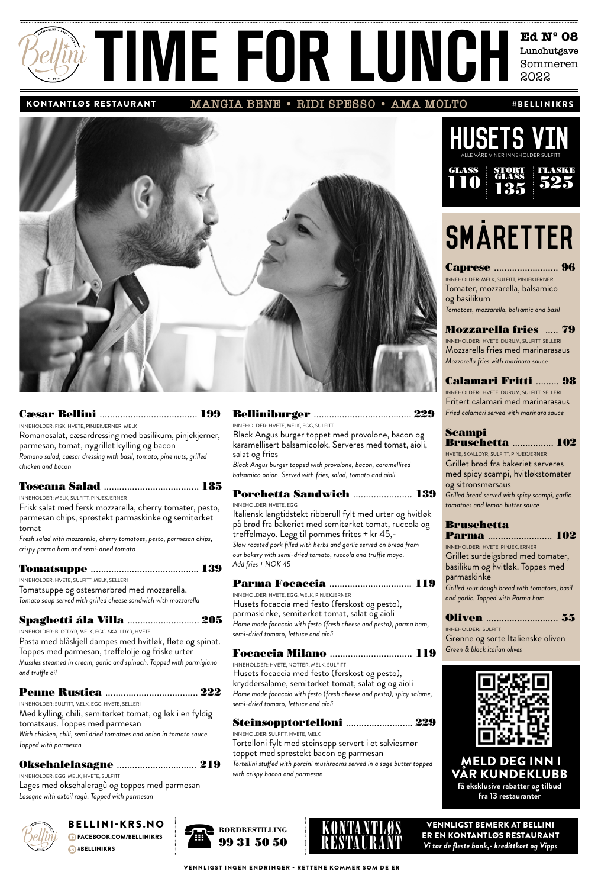# TIME FOR LUNCH

**Ed Nº 08**
**Lunchutgave**
Sommeren 2022

**KONTANTLØS RESTAURANT** — MANGIA BENE • RIDI SPESSO • AMA MOLTO — #BELLINIKRS

### Cæsar Bellini ........ 199
INNEHOLDER: FISK, HVETE, PINJEKJERNER, MELK
Romanosalat, cæsardressing med basilikum, pinjekjerner, parmesan, tomat, nygrillet kylling og bacon
*Romano salad, caesar dressing with basil, tomato, pine nuts, grilled chicken and bacon*

### Toscana Salad ........ 185
INNEHOLDER: MELK, SULFITT, PINJEKJERNER
Frisk salat med fersk mozzarella, cherry tomater, pesto, parmesan chips, sprøstekt parmaskinke og semitørket tomat
*Fresh salad with mozzarella, cherry tomatoes, pesto, parmesan chips, crispy parma ham and semi-dried tomato*

### Tomatsuppe ........ 139
INNEHOLDER: HVETE, SULFITT, MELK, SELLERI
Tomatsuppe og ostesmørbrød med mozzarella.
*Tomato soup served with grilled cheese sandwich with mozzarella*

### Spaghetti ála Villa ........ 205
INNEHOLDER: BLØTDYR, MELK, EGG, SKALLDYR, HVETE
Pasta med blåskjell dampes med hvitløk, fløte og spinat. Toppes med parmesan, trøffelolje og friske urter
*Mussles steamed in cream, garlic and spinach. Topped with parmigiano and truffle oil*

### Penne Rustica ........ 222
INNEHOLDER: SULFITT, MELK, EGG, HVETE, SELLERI
Med kylling, chili, semitørket tomat, og løk i en fyldig tomatsaus. Toppes med parmesan
*With chicken, chili, semi dried tomatoes and onion in tomato sauce. Topped with parmesan*

### Oksehalelasagne ........ 219
INNEHOLDER: EGG, MELK, HVETE, SULFITT
Lages med oksehaleragù og toppes med parmesan
*Lasagne with oxtail ragù. Topped with parmesan*

### Belliniburger ........ 229
INNEHOLDER: HVETE, MELK, EGG, SULFITT
Black Angus burger toppet med provolone, bacon og karamellisert balsamicoløk. Serveres med tomat, aioli, salat og fries
*Black Angus burger topped with provolone, bacon, caramellised balsamico onion. Served with fries, salad, tomato and aioli*

### Porchetta Sandwich ........ 139
INNEHOLDER: HVETE, EGG
Italiensk langtidstekt ribberull fylt med urter og hvitløk på brød fra bakeriet med semitørket tomat, ruccola og trøffelmayo. Legg til pommes frites + kr 45,-
*Slow roasted pork filled with herbs and garlic served on bread from our bakery with semi-dried tomato, ruccola and truffle mayo. Add fries + NOK 45*

### Parma Focaccia ........ 119
INNEHOLDER: HVETE, EGG, MELK, PINJEKJERNER
Husets focaccia med festo (ferskost og pesto), parmaskinke, semitørket tomat, salat og aioli
*Home made focaccia with festo (fresh cheese and pesto), parma ham, semi-dried tomato, lettuce and aioli*

### Focaccia Milano ........ 119
INNEHOLDER: HVETE, NØTTER, MELK, SULFITT
Husets focaccia med festo (ferskost og pesto), kryddersalame, semitørket tomat, salat og og aioli
*Home made focaccia with festo (fresh cheese and pesto), spicy salame, semi-dried tomato, lettuce and aioli*

### Steinsopptortelloni ........ 229
INNEHOLDER: SULFITT, HVETE, MELK
Tortelloni fylt med steinsopp servert i et salviesmør toppet med sprøstekt bacon og parmesan
*Tortellini stuffed with porcini mushrooms served in a sage butter topped with crispy bacon and parmesan*

## HUSETS VIN
ALLE VÅRE VINER INNEHOLDER SULFITT

| GLASS | STORT GLASS | FLASKE |
|---|---|---|
| 110 | 135 | 525 |

## SMÅRETTER

### Caprese ........ 96
INNEHOLDER: MELK, SULFITT, PINJEKJERNER
Tomater, mozzarella, balsamico og basilikum
*Tomatoes, mozzarella, balsamic and basil*

### Mozzarella fries ........ 79
INNEHOLDER: HVETE, DURUM, SULFITT, SELLERI
Mozzarella fries med marinarasaus
*Mozzarella fries with marinara sauce*

### Calamari Fritti ........ 98
INNEHOLDER: HVETE, DURUM, SULFITT, SELLERI
Fritert calamari med marinarasaus
*Fried calamari served with marinara sauce*

### Scampi Bruschetta ........ 102
HVETE, SKALLDYR, SULFITT, PINJEKJERNER
Grillet brød fra bakeriet serveres med spicy scampi, hvitløkstomater og sitronsmørsaus
*Grilled bread served with spicy scampi, garlic tomatoes and lemon butter sauce*

### Bruschetta Parma ........ 102
INNEHOLDER: HVETE, PINJEKJERNER
Grillet surdeigsbrød med tomater, basilikum og hvitløk. Toppes med parmaskinke
*Grilled sour dough bread with tomatoes, basil and garlic. Topped with Parma ham*

### Oliven ........ 55
INNEHOLDER: SULFITT
Grønne og sorte Italienske oliven
*Green & black italian olives*

**MELD DEG INN I VÅR KUNDEKLUBB**
**få eksklusive rabatter og tilbud fra 13 restauranter**

**BELLINI-KRS.NO**
FACEBOOK.COM/BELLINIKRS
#BELLINIKRS

**BORDBESTILLING**
**99 31 50 50**

KONTANTLØS RESTAURANT

**VENNLIGST BEMERK AT BELLINI ER EN KONTANTLØS RESTAURANT**
*Vi tar de fleste bank,- kredittkort og Vipps*

VENNLIGST INGEN ENDRINGER - RETTENE KOMMER SOM DE ER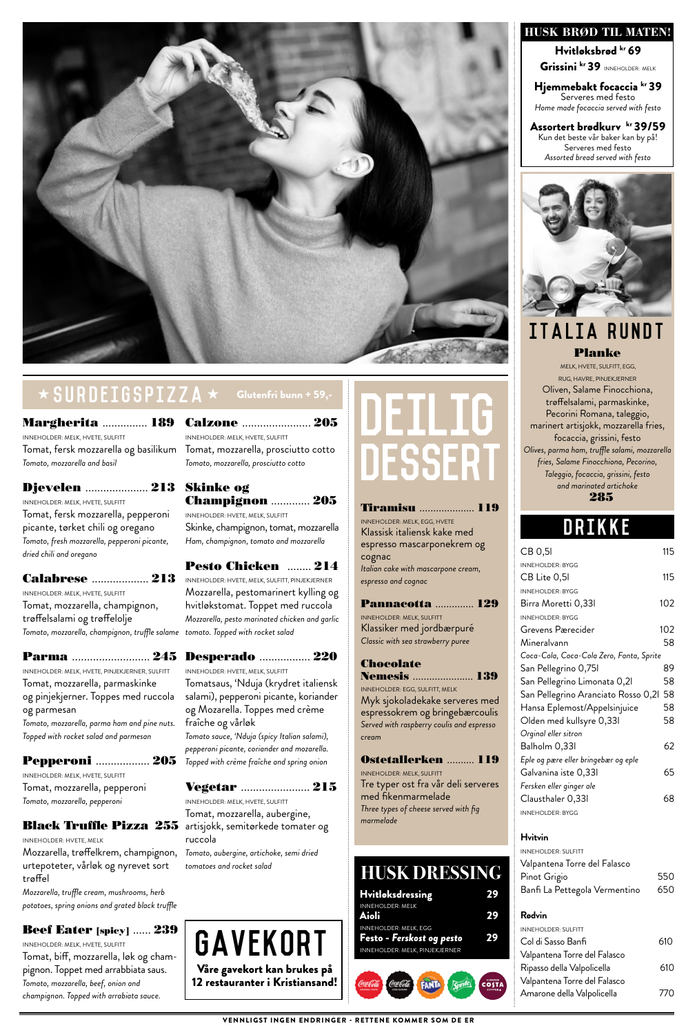## ★ SURDEIGSPIZZA ★

Glutenfri bunn + 59,-

### Margherita ............... 189

INNEHOLDER: MELK, HVETE, SULFITT

Tomat, fersk mozzarella og basilikum

*Tomato, mozzarella and basil*

### Djevelen ..................... 213

INNEHOLDER: MELK, HVETE, SULFITT

Tomat, fersk mozzarella, pepperoni picante, tørket chili og oregano

*Tomato, fresh mozzarella, pepperoni picante, dried chili and oregano*

### Calabrese .................. 213

INNEHOLDER: MELK, HVETE, SULFITT

Tomat, mozzarella, champignon, trøffelsalami og trøffelolje

*Tomato, mozzarella, champignon, truffle salame*

### Parma .......................... 245

INNEHOLDER: MELK, HVETE, PINJEKJERNER, SULFITT

Tomat, mozzarella, parmaskinke og pinjekjerner. Toppes med ruccola og parmesan

*Tomato, mozzarella, parma ham and pine nuts. Topped with rocket salad and parmesan*

### Pepperoni .................. 205

INNEHOLDER: MELK, HVETE, SULFITT

Tomat, mozzarella, pepperoni

*Tomato, mozzarella, pepperoni*

### Black Truffle Pizza 255

INNEHOLDER: HVETE, MELK

Mozzarella, trøffelkrem, champignon, urtepoteter, vårløk og nyrevet sort trøffel

*Mozzarella, truffle cream, mushrooms, herb potatoes, spring onions and grated black truffle*

### Beef Eater [spicy] ...... 239

INNEHOLDER: MELK, HVETE, SULFITT

Tomat, biff, mozzarella, løk og champignon. Toppet med arrabbiata saus.

*Tomato, mozzarella, beef, onion and champignon. Topped with arrabiata sauce.*

### Calzone ....................... 205

INNEHOLDER: MELK, HVETE, SULFITT

Tomat, mozzarella, prosciutto cotto

*Tomato, mozzarella, prosciutto cotto*

### Skinke og Champignon ............. 205

INNEHOLDER: HVETE, MELK, SULFITT

Skinke, champignon, tomat, mozzarella

*Ham, champignon, tomato and mozzarella*

### Pesto Chicken ........ 214

INNEHOLDER: HVETE, MELK, SULFITT, PINJEKJERNER

Mozzarella, pestomarinert kylling og hvitløkstomat. Toppet med ruccola

*Mozzarella, pesto marinated chicken and garlic tomato. Topped with rocket salad*

### Desperado ................ 220

INNEHOLDER: HVETE, MELK, SULFITT

Tomatsaus, 'Nduja (krydret italiensk salami), pepperoni picante, koriander og Mozarella. Toppes med crème fraîche og vårløk

*Tomato sauce, 'Nduja (spicy Italian salami), pepperoni picante, coriander and mozarella. Topped with crème fraîche and spring onion*

### Vegetar ....................... 215

INNEHOLDER: MELK, HVETE, SULFITT

Tomat, mozzarella, aubergine, artisjokk, semitørkede tomater og ruccola

*Tomato, aubergine, artichoke, semi dried tomatoes and rocket salad*

## GAVEKORT

**Våre gavekort kan brukes på 12 restauranter i Kristiansand!**

## DEILIG DESSERT

### Tiramisu ................... 119

INNEHOLDER: MELK, EGG, HVETE

Klassisk italiensk kake med espresso mascarponekrem og cognac

*Italian cake with mascarpone cream, espresso and cognac*

### Pannacotta ............. 129

INNEHOLDER: MELK, SULFITT

Klassiker med jordbærpuré

*Classic with sea strawberry puree*

### Chocolate Nemesis ..................... 139

INNEHOLDER: EGG, SULFITT, MELK

Myk sjokoladekake serveres med espressokrem og bringebærcoulis

*Served with raspberry coulis and espresso cream*

### Ostetallerken ......... 119

INNEHOLDER: MELK, SULFITT

Tre typer ost fra vår deli serveres med fikenmarmelade

*Three types of cheese served with fig marmelade*

## HUSK DRESSING

| | | |
|---|---|---|
| **Hvitløksdressing** INNEHOLDER: MELK | 29 |
| **Aioli** INNEHOLDER: MELK, EGG | 29 |
| ***Festo - Ferskost og pesto*** INNEHOLDER: MELK, PINJEKJERNER | 29 |

## HUSK BRØD TIL MATEN!

**Hvitløksbrød kr 69**

**Grissini kr 39** INNEHOLDER: MELK

**Hjemmebakt focaccia kr 39**
Serveres med festo
*Home made focaccia served with festo*

**Assortert brødkurv kr 39/59**
Kun det beste vår baker kan by på!
Serveres med festo
*Assorted bread served with festo*

## ITALIA RUNDT

### Planke

MELK, HVETE, SULFITT, EGG, RUG, HAVRE, PINJEKJERNER

Oliven, Salame Finocchiona, trøffelsalami, parmaskinke, Pecorini Romana, taleggio, marinert artisjokk, mozzarella fries, focaccia, grissini, festo

*Olives, parma ham, truffle salami, mozzarella fries, Salame Finocchiona, Pecorino, Taleggio, focaccia, grissini, festo and marinated artichoke*

**285**

## DRIKKE

| | |
|---|---|
| CB 0,5l INNEHOLDER: BYGG | 115 |
| CB Lite 0,5l INNEHOLDER: BYGG | 115 |
| Birra Moretti 0,33l INNEHOLDER: BYGG | 102 |
| Grevens Pærecider | 102 |
| Mineralvann *Coca-Cola, Coca-Cola Zero, Fanta, Sprite* | 58 |
| San Pellegrino 0,75l | 89 |
| San Pellegrino Limonata 0,2l | 58 |
| San Pellegrino Aranciato Rosso 0,2l | 58 |
| Hansa Eplemost/Appelsinjuice | 58 |
| Olden med kullsyre 0,33l *Orginal eller sitron* | 58 |
| Balholm 0,33l *Eple og pære eller bringebær og eple* | 62 |
| Galvanina iste 0,33l *Fersken eller ginger ale* | 65 |
| Clausthaler 0,33l INNEHOLDER: BYGG | 68 |

### Hvitvin

INNEHOLDER: SULFITT

| | |
|---|---|
| Valpantena Torre del Falasco Pinot Grigio | 550 |
| Banfi La Pettegola Vermentino | 650 |

### Rødvin

INNEHOLDER: SULFITT

| | |
|---|---|
| Col di Sasso Banfi | 610 |
| Valpantena Torre del Falasco Ripasso della Valpolicella | 610 |
| Valpantena Torre del Falasco Amarone della Valpolicella | 770 |

VENNLIGST INGEN ENDRINGER - RETTENE KOMMER SOM DE ER